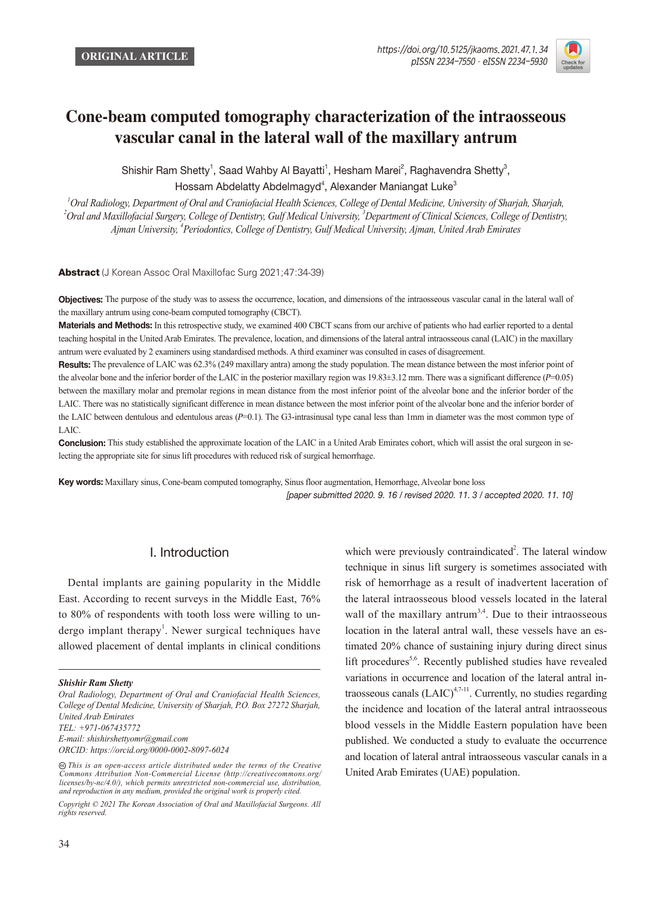ORIGINAL ARTICLE

https://doi.org/10.5125/jkaoms.2021.47.1.34
pISSN 2234-7550 · eISSN 2234-5930

# Cone-beam computed tomography characterization of the intraosseous vascular canal in the lateral wall of the maxillary antrum

Shishir Ram Shetty[1], Saad Wahby Al Bayatti[1], Hesham Marei[2], Raghavendra Shetty[3], Hossam Abdelatty Abdelmagyd[4], Alexander Maniangat Luke[3]

*[1]Oral Radiology, Department of Oral and Craniofacial Health Sciences, College of Dental Medicine, University of Sharjah, Sharjah, [2]Oral and Maxillofacial Surgery, College of Dentistry, Gulf Medical University, [3]Department of Clinical Sciences, College of Dentistry, Ajman University, [4]Periodontics, College of Dentistry, Gulf Medical University, Ajman, United Arab Emirates*

**Abstract** (J Korean Assoc Oral Maxillofac Surg 2021;47:34-39)

**Objectives:** The purpose of the study was to assess the occurrence, location, and dimensions of the intraosseous vascular canal in the lateral wall of the maxillary antrum using cone-beam computed tomography (CBCT).

**Materials and Methods:** In this retrospective study, we examined 400 CBCT scans from our archive of patients who had earlier reported to a dental teaching hospital in the United Arab Emirates. The prevalence, location, and dimensions of the lateral antral intraosseous canal (LAIC) in the maxillary antrum were evaluated by 2 examiners using standardised methods. A third examiner was consulted in cases of disagreement.

**Results:** The prevalence of LAIC was 62.3% (249 maxillary antra) among the study population. The mean distance between the most inferior point of the alveolar bone and the inferior border of the LAIC in the posterior maxillary region was 19.83±3.12 mm. There was a significant difference ($P$=0.05) between the maxillary molar and premolar regions in mean distance from the most inferior point of the alveolar bone and the inferior border of the LAIC. There was no statistically significant difference in mean distance between the most inferior point of the alveolar bone and the inferior border of the LAIC between dentulous and edentulous areas ($P$=0.1). The G3-intrasinusal type canal less than 1mm in diameter was the most common type of LAIC.

**Conclusion:** This study established the approximate location of the LAIC in a United Arab Emirates cohort, which will assist the oral surgeon in selecting the appropriate site for sinus lift procedures with reduced risk of surgical hemorrhage.

**Key words:** Maxillary sinus, Cone-beam computed tomography, Sinus floor augmentation, Hemorrhage, Alveolar bone loss

*[paper submitted 2020. 9. 16 / revised 2020. 11. 3 / accepted 2020. 11. 10]*

## I. Introduction

Dental implants are gaining popularity in the Middle East. According to recent surveys in the Middle East, 76% to 80% of respondents with tooth loss were willing to undergo implant therapy[1]. Newer surgical techniques have allowed placement of dental implants in clinical conditions which were previously contraindicated[2]. The lateral window technique in sinus lift surgery is sometimes associated with risk of hemorrhage as a result of inadvertent laceration of the lateral intraosseous blood vessels located in the lateral wall of the maxillary antrum[3,4]. Due to their intraosseous location in the lateral antral wall, these vessels have an estimated 20% chance of sustaining injury during direct sinus lift procedures[5,6]. Recently published studies have revealed variations in occurrence and location of the lateral antral intraosseous canals (LAIC)[4,7-11]. Currently, no studies regarding the incidence and location of the lateral antral intraosseous blood vessels in the Middle Eastern population have been published. We conducted a study to evaluate the occurrence and location of lateral antral intraosseous vascular canals in a United Arab Emirates (UAE) population.

---

***Shishir Ram Shetty***
*Oral Radiology, Department of Oral and Craniofacial Health Sciences, College of Dental Medicine, University of Sharjah, P.O. Box 27272 Sharjah, United Arab Emirates*
*TEL: +971-067435772*
*E-mail: shishirshettyomr@gmail.com*
*ORCID: https://orcid.org/0000-0002-8097-6024*

*This is an open-access article distributed under the terms of the Creative Commons Attribution Non-Commercial License (http://creativecommons.org/licenses/by-nc/4.0/), which permits unrestricted non-commercial use, distribution, and reproduction in any medium, provided the original work is properly cited.*

*Copyright © 2021 The Korean Association of Oral and Maxillofacial Surgeons. All rights reserved.*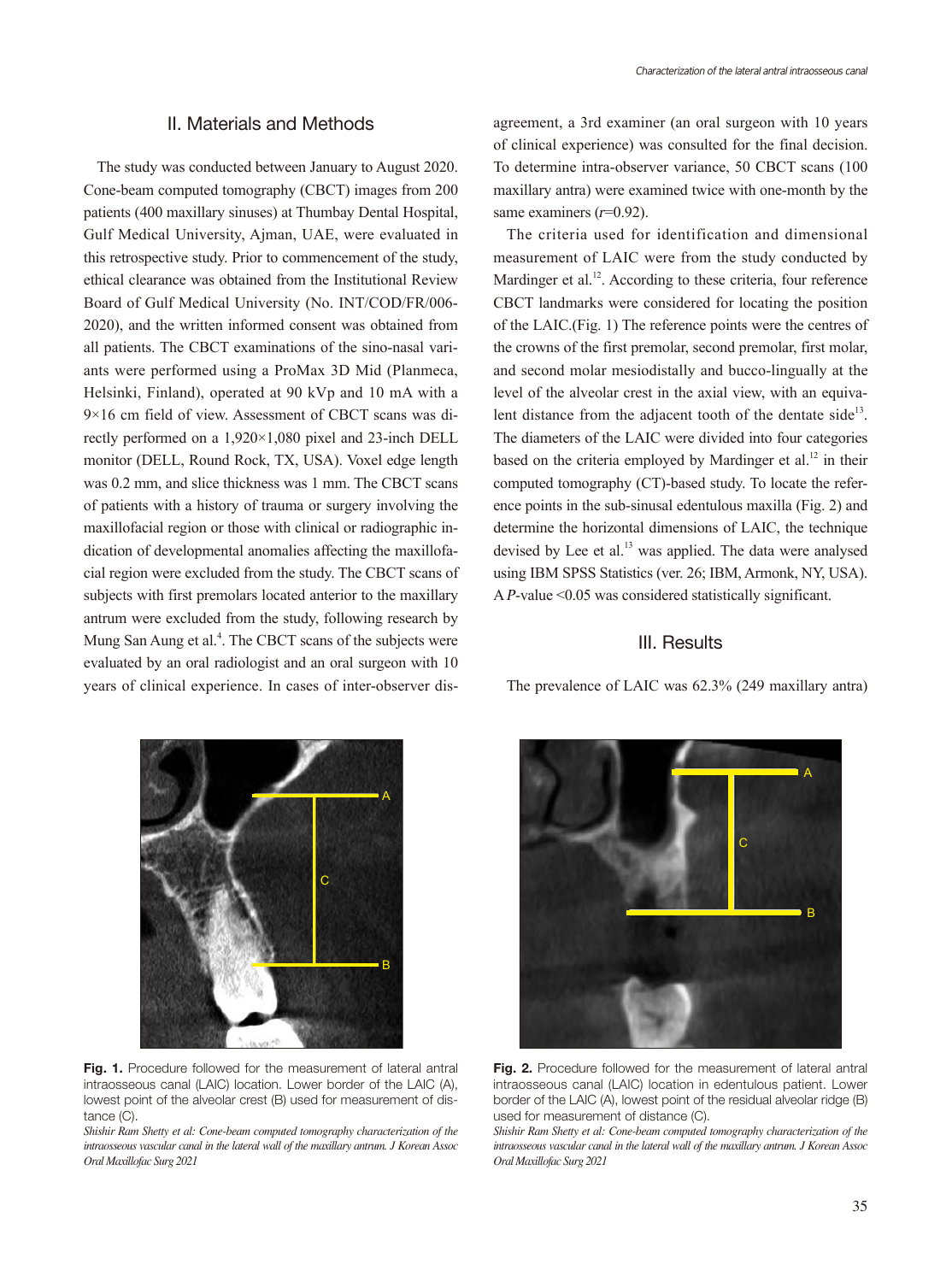## II. Materials and Methods

The study was conducted between January to August 2020. Cone-beam computed tomography (CBCT) images from 200 patients (400 maxillary sinuses) at Thumbay Dental Hospital, Gulf Medical University, Ajman, UAE, were evaluated in this retrospective study. Prior to commencement of the study, ethical clearance was obtained from the Institutional Review Board of Gulf Medical University (No. INT/COD/FR/006-2020), and the written informed consent was obtained from all patients. The CBCT examinations of the sino-nasal variants were performed using a ProMax 3D Mid (Planmeca, Helsinki, Finland), operated at 90 kVp and 10 mA with a 9×16 cm field of view. Assessment of CBCT scans was directly performed on a 1,920×1,080 pixel and 23-inch DELL monitor (DELL, Round Rock, TX, USA). Voxel edge length was 0.2 mm, and slice thickness was 1 mm. The CBCT scans of patients with a history of trauma or surgery involving the maxillofacial region or those with clinical or radiographic indication of developmental anomalies affecting the maxillofacial region were excluded from the study. The CBCT scans of subjects with first premolars located anterior to the maxillary antrum were excluded from the study, following research by Mung San Aung et al.[4]. The CBCT scans of the subjects were evaluated by an oral radiologist and an oral surgeon with 10 years of clinical experience. In cases of inter-observer disagreement, a 3rd examiner (an oral surgeon with 10 years of clinical experience) was consulted for the final decision. To determine intra-observer variance, 50 CBCT scans (100 maxillary antra) were examined twice with one-month by the same examiners ($r$=0.92).

The criteria used for identification and dimensional measurement of LAIC were from the study conducted by Mardinger et al.[12]. According to these criteria, four reference CBCT landmarks were considered for locating the position of the LAIC.(Fig. 1) The reference points were the centres of the crowns of the first premolar, second premolar, first molar, and second molar mesiodistally and bucco-lingually at the level of the alveolar crest in the axial view, with an equivalent distance from the adjacent tooth of the dentate side[13]. The diameters of the LAIC were divided into four categories based on the criteria employed by Mardinger et al.[12] in their computed tomography (CT)-based study. To locate the reference points in the sub-sinusal edentulous maxilla (Fig. 2) and determine the horizontal dimensions of LAIC, the technique devised by Lee et al.[13] was applied. The data were analysed using IBM SPSS Statistics (ver. 26; IBM, Armonk, NY, USA). A $P$-value <0.05 was considered statistically significant.

## III. Results

The prevalence of LAIC was 62.3% (249 maxillary antra)

**Fig. 1.** Procedure followed for the measurement of lateral antral intraosseous canal (LAIC) location. Lower border of the LAIC (A), lowest point of the alveolar crest (B) used for measurement of distance (C).
*Shishir Ram Shetty et al: Cone-beam computed tomography characterization of the intraosseous vascular canal in the lateral wall of the maxillary antrum. J Korean Assoc Oral Maxillofac Surg 2021*

**Fig. 2.** Procedure followed for the measurement of lateral antral intraosseous canal (LAIC) location in edentulous patient. Lower border of the LAIC (A), lowest point of the residual alveolar ridge (B) used for measurement of distance (C).
*Shishir Ram Shetty et al: Cone-beam computed tomography characterization of the intraosseous vascular canal in the lateral wall of the maxillary antrum. J Korean Assoc Oral Maxillofac Surg 2021*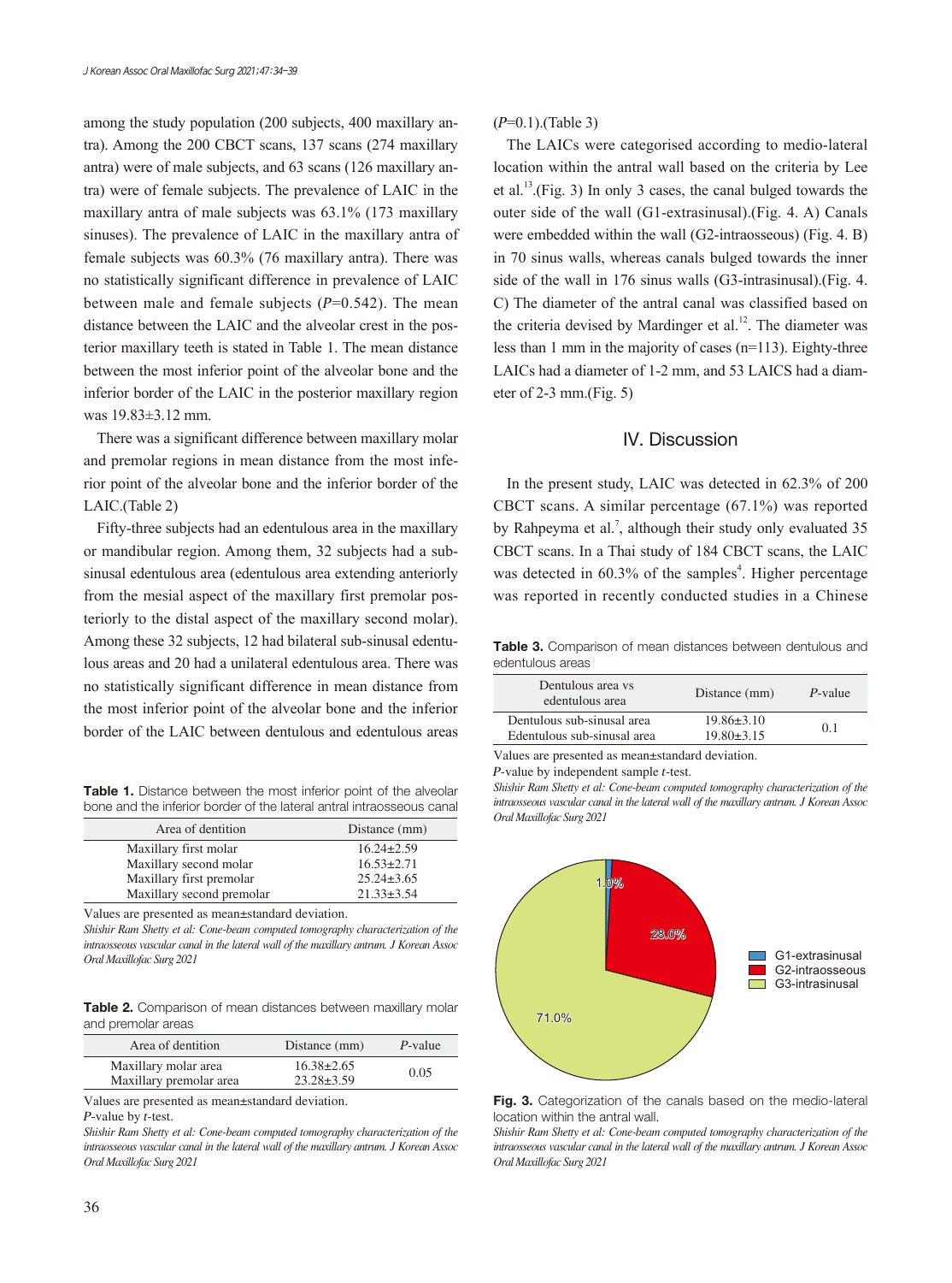among the study population (200 subjects, 400 maxillary antra). Among the 200 CBCT scans, 137 scans (274 maxillary antra) were of male subjects, and 63 scans (126 maxillary antra) were of female subjects. The prevalence of LAIC in the maxillary antra of male subjects was 63.1% (173 maxillary sinuses). The prevalence of LAIC in the maxillary antra of female subjects was 60.3% (76 maxillary antra). There was no statistically significant difference in prevalence of LAIC between male and female subjects ($P$=0.542). The mean distance between the LAIC and the alveolar crest in the posterior maxillary teeth is stated in Table 1. The mean distance between the most inferior point of the alveolar bone and the inferior border of the LAIC in the posterior maxillary region was 19.83±3.12 mm.

There was a significant difference between maxillary molar and premolar regions in mean distance from the most inferior point of the alveolar bone and the inferior border of the LAIC.(Table 2)

Fifty-three subjects had an edentulous area in the maxillary or mandibular region. Among them, 32 subjects had a sub-sinusal edentulous area (edentulous area extending anteriorly from the mesial aspect of the maxillary first premolar posteriorly to the distal aspect of the maxillary second molar). Among these 32 subjects, 12 had bilateral sub-sinusal edentulous areas and 20 had a unilateral edentulous area. There was no statistically significant difference in mean distance from the most inferior point of the alveolar bone and the inferior border of the LAIC between dentulous and edentulous areas ($P$=0.1).(Table 3)

**Table 1.** Distance between the most inferior point of the alveolar bone and the inferior border of the lateral antral intraosseous canal

| Area of dentition | Distance (mm) |
|---|---|
| Maxillary first molar | 16.24±2.59 |
| Maxillary second molar | 16.53±2.71 |
| Maxillary first premolar | 25.24±3.65 |
| Maxillary second premolar | 21.33±3.54 |

Values are presented as mean±standard deviation.

*Shishir Ram Shetty et al: Cone-beam computed tomography characterization of the intraosseous vascular canal in the lateral wall of the maxillary antrum. J Korean Assoc Oral Maxillofac Surg 2021*

**Table 2.** Comparison of mean distances between maxillary molar and premolar areas

| Area of dentition | Distance (mm) | $P$-value |
|---|---|---|
| Maxillary molar area | 16.38±2.65 | 0.05 |
| Maxillary premolar area | 23.28±3.59 | |

Values are presented as mean±standard deviation.

$P$-value by $t$-test.

*Shishir Ram Shetty et al: Cone-beam computed tomography characterization of the intraosseous vascular canal in the lateral wall of the maxillary antrum. J Korean Assoc Oral Maxillofac Surg 2021*

The LAICs were categorised according to medio-lateral location within the antral wall based on the criteria by Lee et al.[13].(Fig. 3) In only 3 cases, the canal bulged towards the outer side of the wall (G1-extrasinusal).(Fig. 4. A) Canals were embedded within the wall (G2-intraosseous) (Fig. 4. B) in 70 sinus walls, whereas canals bulged towards the inner side of the wall in 176 sinus walls (G3-intrasinusal).(Fig. 4. C) The diameter of the antral canal was classified based on the criteria devised by Mardinger et al.[12]. The diameter was less than 1 mm in the majority of cases (n=113). Eighty-three LAICs had a diameter of 1-2 mm, and 53 LAICS had a diameter of 2-3 mm.(Fig. 5)

## IV. Discussion

In the present study, LAIC was detected in 62.3% of 200 CBCT scans. A similar percentage (67.1%) was reported by Rahpeyma et al.[7], although their study only evaluated 35 CBCT scans. In a Thai study of 184 CBCT scans, the LAIC was detected in 60.3% of the samples[4]. Higher percentage was reported in recently conducted studies in a Chinese

**Table 3.** Comparison of mean distances between dentulous and edentulous areas

| Dentulous area vs edentulous area | Distance (mm) | $P$-value |
|---|---|---|
| Dentulous sub-sinusal area | 19.86±3.10 | 0.1 |
| Edentulous sub-sinusal area | 19.80±3.15 | |

Values are presented as mean±standard deviation.

$P$-value by independent sample $t$-test.

*Shishir Ram Shetty et al: Cone-beam computed tomography characterization of the intraosseous vascular canal in the lateral wall of the maxillary antrum. J Korean Assoc Oral Maxillofac Surg 2021*

**Fig. 3.** Categorization of the canals based on the medio-lateral location within the antral wall.

*Shishir Ram Shetty et al: Cone-beam computed tomography characterization of the intraosseous vascular canal in the lateral wall of the maxillary antrum. J Korean Assoc Oral Maxillofac Surg 2021*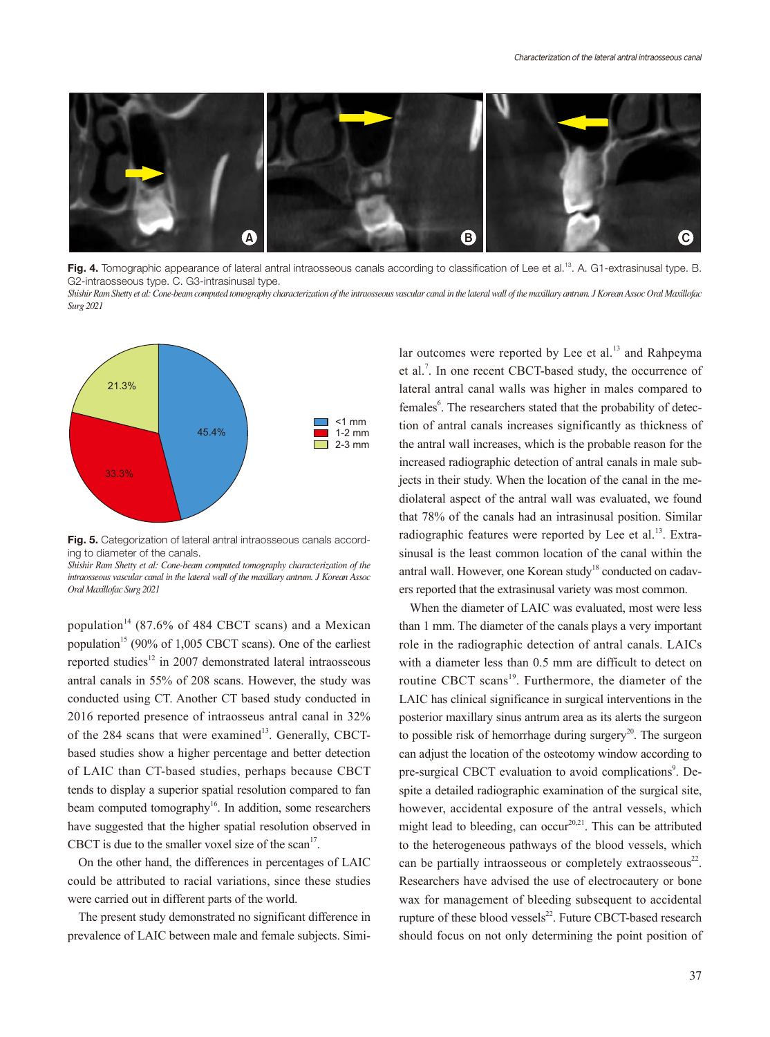Fig. 4. Tomographic appearance of lateral antral intraosseous canals according to classification of Lee et al.[13]. A. G1-extrasinusal type. B. G2-intraosseous type. C. G3-intrasinusal type.

*Shishir Ram Shetty et al: Cone-beam computed tomography characterization of the intraosseous vascular canal in the lateral wall of the maxillary antrum. J Korean Assoc Oral Maxillofac Surg 2021*

Fig. 5. Categorization of lateral antral intraosseous canals according to diameter of the canals.

*Shishir Ram Shetty et al: Cone-beam computed tomography characterization of the intraosseous vascular canal in the lateral wall of the maxillary antrum. J Korean Assoc Oral Maxillofac Surg 2021*

population[14] (87.6% of 484 CBCT scans) and a Mexican population[15] (90% of 1,005 CBCT scans). One of the earliest reported studies[12] in 2007 demonstrated lateral intraosseous antral canals in 55% of 208 scans. However, the study was conducted using CT. Another CT based study conducted in 2016 reported presence of intraosseus antral canal in 32% of the 284 scans that were examined[13]. Generally, CBCT-based studies show a higher percentage and better detection of LAIC than CT-based studies, perhaps because CBCT tends to display a superior spatial resolution compared to fan beam computed tomography[16]. In addition, some researchers have suggested that the higher spatial resolution observed in CBCT is due to the smaller voxel size of the scan[17].

On the other hand, the differences in percentages of LAIC could be attributed to racial variations, since these studies were carried out in different parts of the world.

The present study demonstrated no significant difference in prevalence of LAIC between male and female subjects. Similar outcomes were reported by Lee et al.[13] and Rahpeyma et al.[7]. In one recent CBCT-based study, the occurrence of lateral antral canal walls was higher in males compared to females[6]. The researchers stated that the probability of detection of antral canals increases significantly as thickness of the antral wall increases, which is the probable reason for the increased radiographic detection of antral canals in male subjects in their study. When the location of the canal in the mediolateral aspect of the antral wall was evaluated, we found that 78% of the canals had an intrasinusal position. Similar radiographic features were reported by Lee et al.[13]. Extrasinusal is the least common location of the canal within the antral wall. However, one Korean study[18] conducted on cadavers reported that the extrasinusal variety was most common.

When the diameter of LAIC was evaluated, most were less than 1 mm. The diameter of the canals plays a very important role in the radiographic detection of antral canals. LAICs with a diameter less than 0.5 mm are difficult to detect on routine CBCT scans[19]. Furthermore, the diameter of the LAIC has clinical significance in surgical interventions in the posterior maxillary sinus antrum area as its alerts the surgeon to possible risk of hemorrhage during surgery[20]. The surgeon can adjust the location of the osteotomy window according to pre-surgical CBCT evaluation to avoid complications[9]. Despite a detailed radiographic examination of the surgical site, however, accidental exposure of the antral vessels, which might lead to bleeding, can occur[20,21]. This can be attributed to the heterogeneous pathways of the blood vessels, which can be partially intraosseous or completely extraosseous[22]. Researchers have advised the use of electrocautery or bone wax for management of bleeding subsequent to accidental rupture of these blood vessels[22]. Future CBCT-based research should focus on not only determining the point position of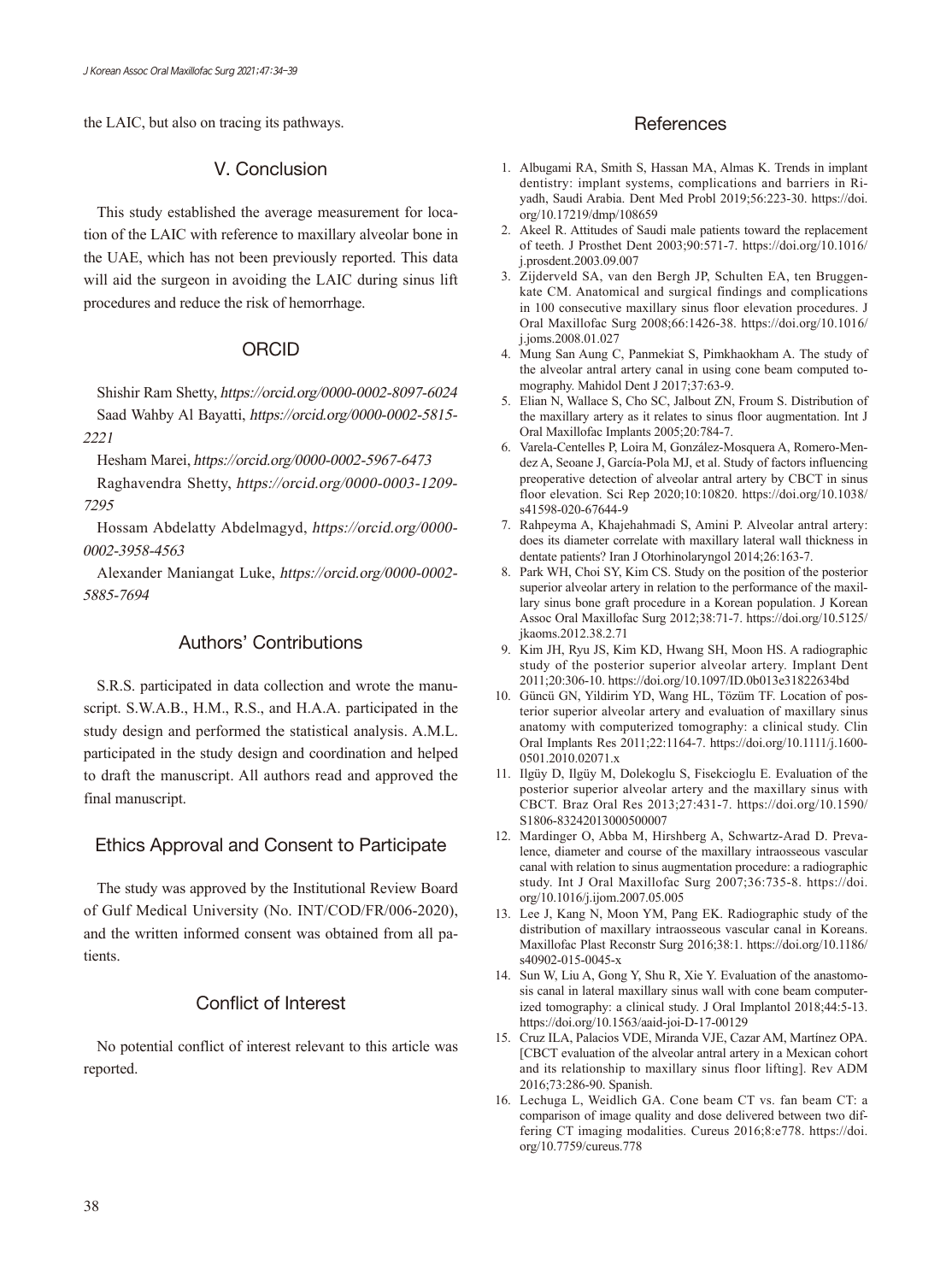the LAIC, but also on tracing its pathways.

## V. Conclusion

This study established the average measurement for location of the LAIC with reference to maxillary alveolar bone in the UAE, which has not been previously reported. This data will aid the surgeon in avoiding the LAIC during sinus lift procedures and reduce the risk of hemorrhage.

## ORCID

Shishir Ram Shetty, *https://orcid.org/0000-0002-8097-6024*
Saad Wahby Al Bayatti, *https://orcid.org/0000-0002-5815-2221*
Hesham Marei, *https://orcid.org/0000-0002-5967-6473*
Raghavendra Shetty, *https://orcid.org/0000-0003-1209-7295*
Hossam Abdelatty Abdelmagyd, *https://orcid.org/0000-0002-3958-4563*
Alexander Maniangat Luke, *https://orcid.org/0000-0002-5885-7694*

## Authors' Contributions

S.R.S. participated in data collection and wrote the manuscript. S.W.A.B., H.M., R.S., and H.A.A. participated in the study design and performed the statistical analysis. A.M.L. participated in the study design and coordination and helped to draft the manuscript. All authors read and approved the final manuscript.

## Ethics Approval and Consent to Participate

The study was approved by the Institutional Review Board of Gulf Medical University (No. INT/COD/FR/006-2020), and the written informed consent was obtained from all patients.

## Conflict of Interest

No potential conflict of interest relevant to this article was reported.

## References

1. Albugami RA, Smith S, Hassan MA, Almas K. Trends in implant dentistry: implant systems, complications and barriers in Riyadh, Saudi Arabia. Dent Med Probl 2019;56:223-30. https://doi.org/10.17219/dmp/108659
2. Akeel R. Attitudes of Saudi male patients toward the replacement of teeth. J Prosthet Dent 2003;90:571-7. https://doi.org/10.1016/j.prosdent.2003.09.007
3. Zijderveld SA, van den Bergh JP, Schulten EA, ten Bruggenkate CM. Anatomical and surgical findings and complications in 100 consecutive maxillary sinus floor elevation procedures. J Oral Maxillofac Surg 2008;66:1426-38. https://doi.org/10.1016/j.joms.2008.01.027
4. Mung San Aung C, Panmekiat S, Pimkhaokham A. The study of the alveolar antral artery canal in using cone beam computed tomography. Mahidol Dent J 2017;37:63-9.
5. Elian N, Wallace S, Cho SC, Jalbout ZN, Froum S. Distribution of the maxillary artery as it relates to sinus floor augmentation. Int J Oral Maxillofac Implants 2005;20:784-7.
6. Varela-Centelles P, Loira M, González-Mosquera A, Romero-Mendez A, Seoane J, García-Pola MJ, et al. Study of factors influencing preoperative detection of alveolar antral artery by CBCT in sinus floor elevation. Sci Rep 2020;10:10820. https://doi.org/10.1038/s41598-020-67644-9
7. Rahpeyma A, Khajehahmadi S, Amini P. Alveolar antral artery: does its diameter correlate with maxillary lateral wall thickness in dentate patients? Iran J Otorhinolaryngol 2014;26:163-7.
8. Park WH, Choi SY, Kim CS. Study on the position of the posterior superior alveolar artery in relation to the performance of the maxillary sinus bone graft procedure in a Korean population. J Korean Assoc Oral Maxillofac Surg 2012;38:71-7. https://doi.org/10.5125/jkaoms.2012.38.2.71
9. Kim JH, Ryu JS, Kim KD, Hwang SH, Moon HS. A radiographic study of the posterior superior alveolar artery. Implant Dent 2011;20:306-10. https://doi.org/10.1097/ID.0b013e31822634bd
10. Güncü GN, Yildirim YD, Wang HL, Tözüm TF. Location of posterior superior alveolar artery and evaluation of maxillary sinus anatomy with computerized tomography: a clinical study. Clin Oral Implants Res 2011;22:1164-7. https://doi.org/10.1111/j.1600-0501.2010.02071.x
11. Ilgüy D, Ilgüy M, Dolekoglu S, Fisekcioglu E. Evaluation of the posterior superior alveolar artery and the maxillary sinus with CBCT. Braz Oral Res 2013;27:431-7. https://doi.org/10.1590/S1806-83242013000500007
12. Mardinger O, Abba M, Hirshberg A, Schwartz-Arad D. Prevalence, diameter and course of the maxillary intraosseous vascular canal with relation to sinus augmentation procedure: a radiographic study. Int J Oral Maxillofac Surg 2007;36:735-8. https://doi.org/10.1016/j.ijom.2007.05.005
13. Lee J, Kang N, Moon YM, Pang EK. Radiographic study of the distribution of maxillary intraosseous vascular canal in Koreans. Maxillofac Plast Reconstr Surg 2016;38:1. https://doi.org/10.1186/s40902-015-0045-x
14. Sun W, Liu A, Gong Y, Shu R, Xie Y. Evaluation of the anastomosis canal in lateral maxillary sinus wall with cone beam computerized tomography: a clinical study. J Oral Implantol 2018;44:5-13. https://doi.org/10.1563/aaid-joi-D-17-00129
15. Cruz ILA, Palacios VDE, Miranda VJE, Cazar AM, Martínez OPA. [CBCT evaluation of the alveolar antral artery in a Mexican cohort and its relationship to maxillary sinus floor lifting]. Rev ADM 2016;73:286-90. Spanish.
16. Lechuga L, Weidlich GA. Cone beam CT vs. fan beam CT: a comparison of image quality and dose delivered between two differing CT imaging modalities. Cureus 2016;8:e778. https://doi.org/10.7759/cureus.778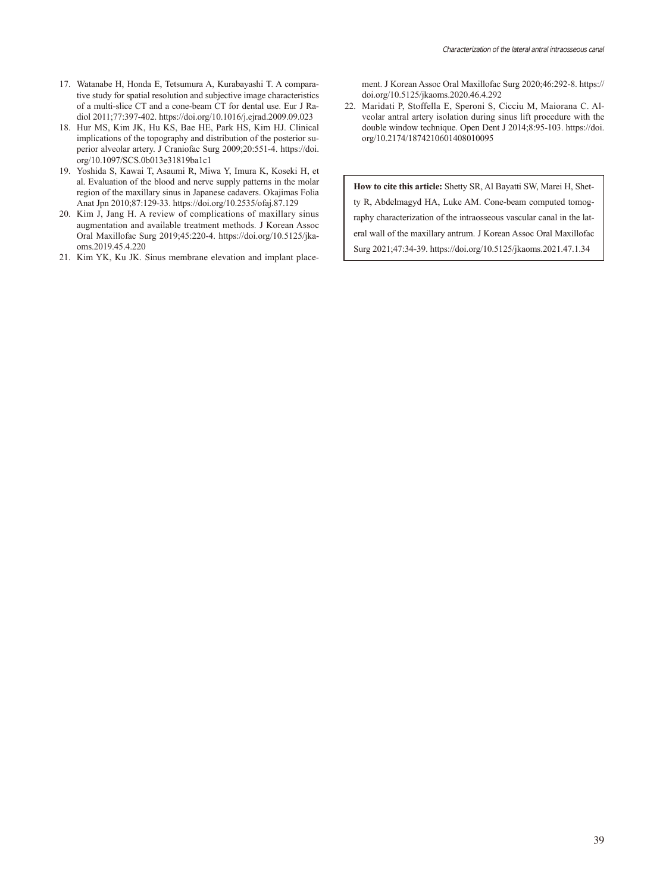17. Watanabe H, Honda E, Tetsumura A, Kurabayashi T. A comparative study for spatial resolution and subjective image characteristics of a multi-slice CT and a cone-beam CT for dental use. Eur J Radiol 2011;77:397-402. https://doi.org/10.1016/j.ejrad.2009.09.023
18. Hur MS, Kim JK, Hu KS, Bae HE, Park HS, Kim HJ. Clinical implications of the topography and distribution of the posterior superior alveolar artery. J Craniofac Surg 2009;20:551-4. https://doi.org/10.1097/SCS.0b013e31819ba1c1
19. Yoshida S, Kawai T, Asaumi R, Miwa Y, Imura K, Koseki H, et al. Evaluation of the blood and nerve supply patterns in the molar region of the maxillary sinus in Japanese cadavers. Okajimas Folia Anat Jpn 2010;87:129-33. https://doi.org/10.2535/ofaj.87.129
20. Kim J, Jang H. A review of complications of maxillary sinus augmentation and available treatment methods. J Korean Assoc Oral Maxillofac Surg 2019;45:220-4. https://doi.org/10.5125/jkaoms.2019.45.4.220
21. Kim YK, Ku JK. Sinus membrane elevation and implant placement. J Korean Assoc Oral Maxillofac Surg 2020;46:292-8. https://doi.org/10.5125/jkaoms.2020.46.4.292
22. Maridati P, Stoffella E, Speroni S, Cicciu M, Maiorana C. Alveolar antral artery isolation during sinus lift procedure with the double window technique. Open Dent J 2014;8:95-103. https://doi.org/10.2174/1874210601408010095

**How to cite this article:** Shetty SR, Al Bayatti SW, Marei H, Shetty R, Abdelmagyd HA, Luke AM. Cone-beam computed tomography characterization of the intraosseous vascular canal in the lateral wall of the maxillary antrum. J Korean Assoc Oral Maxillofac Surg 2021;47:34-39. https://doi.org/10.5125/jkaoms.2021.47.1.34